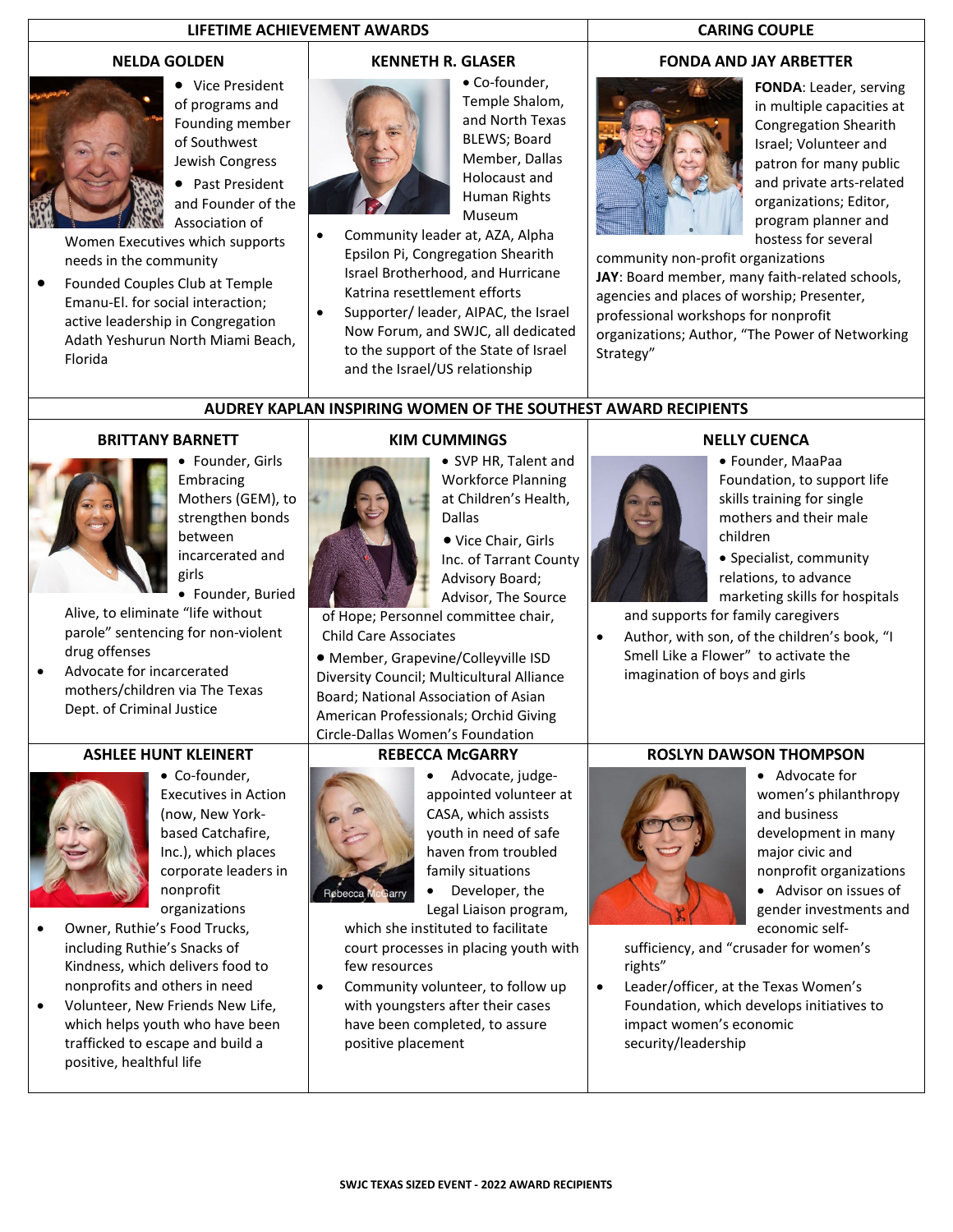## LIFETIME ACHIEVEMENT AWARDS

### NELDA GOLDEN

- Vice President of programs and Founding member of Southwest Jewish Congress
- Past President and Founder of the Association of Women Executives which supports needs in the community
- Founded Couples Club at Temple Emanu-El. for social interaction; active leadership in Congregation Adath Yeshurun North Miami Beach, Florida

### KENNETH R. GLASER

- Co-founder, Temple Shalom, and North Texas BLEWS; Board Member, Dallas Holocaust and Human Rights Museum
- Community leader at, AZA, Alpha Epsilon Pi, Congregation Shearith Israel Brotherhood, and Hurricane Katrina resettlement efforts
- Supporter/ leader, AIPAC, the Israel Now Forum, and SWJC, all dedicated to the support of the State of Israel and the Israel/US relationship

## CARING COUPLE

### FONDA AND JAY ARBETTER

**FONDA**: Leader, serving in multiple capacities at Congregation Shearith Israel; Volunteer and patron for many public and private arts-related organizations; Editor, program planner and hostess for several community non-profit organizations

**JAY**: Board member, many faith-related schools, agencies and places of worship; Presenter, professional workshops for nonprofit organizations; Author, "The Power of Networking Strategy"

## AUDREY KAPLAN INSPIRING WOMEN OF THE SOUTHEST AWARD RECIPIENTS

### BRITTANY BARNETT

- Founder, Girls Embracing Mothers (GEM), to strengthen bonds between incarcerated and girls
- Founder, Buried Alive, to eliminate "life without parole" sentencing for non-violent drug offenses
- Advocate for incarcerated mothers/children via The Texas Dept. of Criminal Justice

### KIM CUMMINGS

- SVP HR, Talent and Workforce Planning at Children's Health, Dallas
- Vice Chair, Girls Inc. of Tarrant County Advisory Board; Advisor, The Source of Hope; Personnel committee chair, Child Care Associates
- Member, Grapevine/Colleyville ISD Diversity Council; Multicultural Alliance Board; National Association of Asian American Professionals; Orchid Giving Circle-Dallas Women's Foundation

### NELLY CUENCA

- Founder, MaaPaa Foundation, to support life skills training for single mothers and their male children
- Specialist, community relations, to advance marketing skills for hospitals and supports for family caregivers
- Author, with son, of the children's book, "I Smell Like a Flower" to activate the imagination of boys and girls

### ASHLEE HUNT KLEINERT

- Co-founder, Executives in Action (now, New York-based Catchafire, Inc.), which places corporate leaders in nonprofit organizations
- Owner, Ruthie's Food Trucks, including Ruthie's Snacks of Kindness, which delivers food to nonprofits and others in need
- Volunteer, New Friends New Life, which helps youth who have been trafficked to escape and build a positive, healthful life

### REBECCA McGARRY

- Advocate, judge-appointed volunteer at CASA, which assists youth in need of safe haven from troubled family situations
- Developer, the Legal Liaison program, which she instituted to facilitate court processes in placing youth with few resources
- Community volunteer, to follow up with youngsters after their cases have been completed, to assure positive placement

### ROSLYN DAWSON THOMPSON

- Advocate for women's philanthropy and business development in many major civic and nonprofit organizations
- Advisor on issues of gender investments and economic self-sufficiency, and "crusader for women's rights"
- Leader/officer, at the Texas Women's Foundation, which develops initiatives to impact women's economic security/leadership

SWJC TEXAS SIZED EVENT - 2022 AWARD RECIPIENTS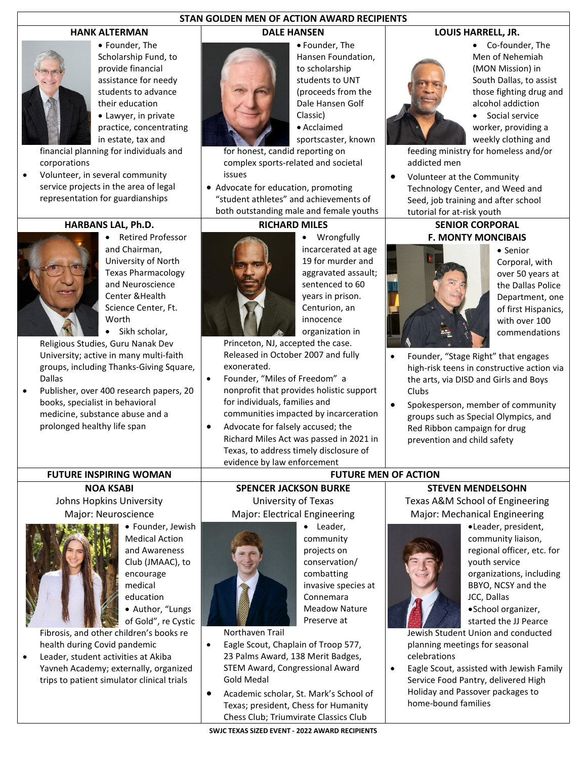# STAN GOLDEN MEN OF ACTION AWARD RECIPIENTS

## HANK ALTERMAN

- Founder, The Scholarship Fund, to provide financial assistance for needy students to advance their education
- Lawyer, in private practice, concentrating in estate, tax and financial planning for individuals and corporations
- Volunteer, in several community service projects in the area of legal representation for guardianships

## DALE HANSEN

- Founder, The Hansen Foundation, to scholarship students to UNT (proceeds from the Dale Hansen Golf Classic)
- Acclaimed sportscaster, known for honest, candid reporting on complex sports-related and societal issues
- Advocate for education, promoting "student athletes" and achievements of both outstanding male and female youths

## LOUIS HARRELL, JR.

- Co-founder, The Men of Nehemiah (MON Mission) in South Dallas, to assist those fighting drug and alcohol addiction
- Social service worker, providing a weekly clothing and feeding ministry for homeless and/or addicted men
- Volunteer at the Community Technology Center, and Weed and Seed, job training and after school tutorial for at-risk youth

## HARBANS LAL, Ph.D.

- Retired Professor and Chairman, University of North Texas Pharmacology and Neuroscience Center &Health Science Center, Ft. Worth
- Sikh scholar, Religious Studies, Guru Nanak Dev University; active in many multi-faith groups, including Thanks-Giving Square, Dallas
- Publisher, over 400 research papers, 20 books, specialist in behavioral medicine, substance abuse and a prolonged healthy life span

## RICHARD MILES

- Wrongfully incarcerated at age 19 for murder and aggravated assault; sentenced to 60 years in prison. Centurion, an innocence organization in Princeton, NJ, accepted the case. Released in October 2007 and fully exonerated.
- Founder, "Miles of Freedom" a nonprofit that provides holistic support for individuals, families and communities impacted by incarceration
- Advocate for falsely accused; the Richard Miles Act was passed in 2021 in Texas, to address timely disclosure of evidence by law enforcement

## SENIOR CORPORAL F. MONTY MONCIBAIS

- Senior Corporal, with over 50 years at the Dallas Police Department, one of first Hispanics, with over 100 commendations
- Founder, "Stage Right" that engages high-risk teens in constructive action via the arts, via DISD and Girls and Boys Clubs
- Spokesperson, member of community groups such as Special Olympics, and Red Ribbon campaign for drug prevention and child safety

# FUTURE INSPIRING WOMAN

## NOA KSABI

Johns Hopkins University

Major: Neuroscience

- Founder, Jewish Medical Action and Awareness Club (JMAAC), to encourage medical education
- Author, "Lungs of Gold", re Cystic Fibrosis, and other children's books re health during Covid pandemic
- Leader, student activities at Akiba Yavneh Academy; externally, organized trips to patient simulator clinical trials

# FUTURE MEN OF ACTION

## SPENCER JACKSON BURKE

University of Texas

Major: Electrical Engineering

- Leader, community projects on conservation/ combatting invasive species at Connemara Meadow Nature Preserve at Northaven Trail
- Eagle Scout, Chaplain of Troop 577, 23 Palms Award, 138 Merit Badges, STEM Award, Congressional Award Gold Medal
- Academic scholar, St. Mark's School of Texas; president, Chess for Humanity Chess Club; Triumvirate Classics Club

## STEVEN MENDELSOHN

Texas A&M School of Engineering

Major: Mechanical Engineering

- Leader, president, community liaison, regional officer, etc. for youth service organizations, including BBYO, NCSY and the JCC, Dallas
- School organizer, started the JJ Pearce Jewish Student Union and conducted planning meetings for seasonal celebrations
- Eagle Scout, assisted with Jewish Family Service Food Pantry, delivered High Holiday and Passover packages to home-bound families

SWJC TEXAS SIZED EVENT - 2022 AWARD RECIPIENTS